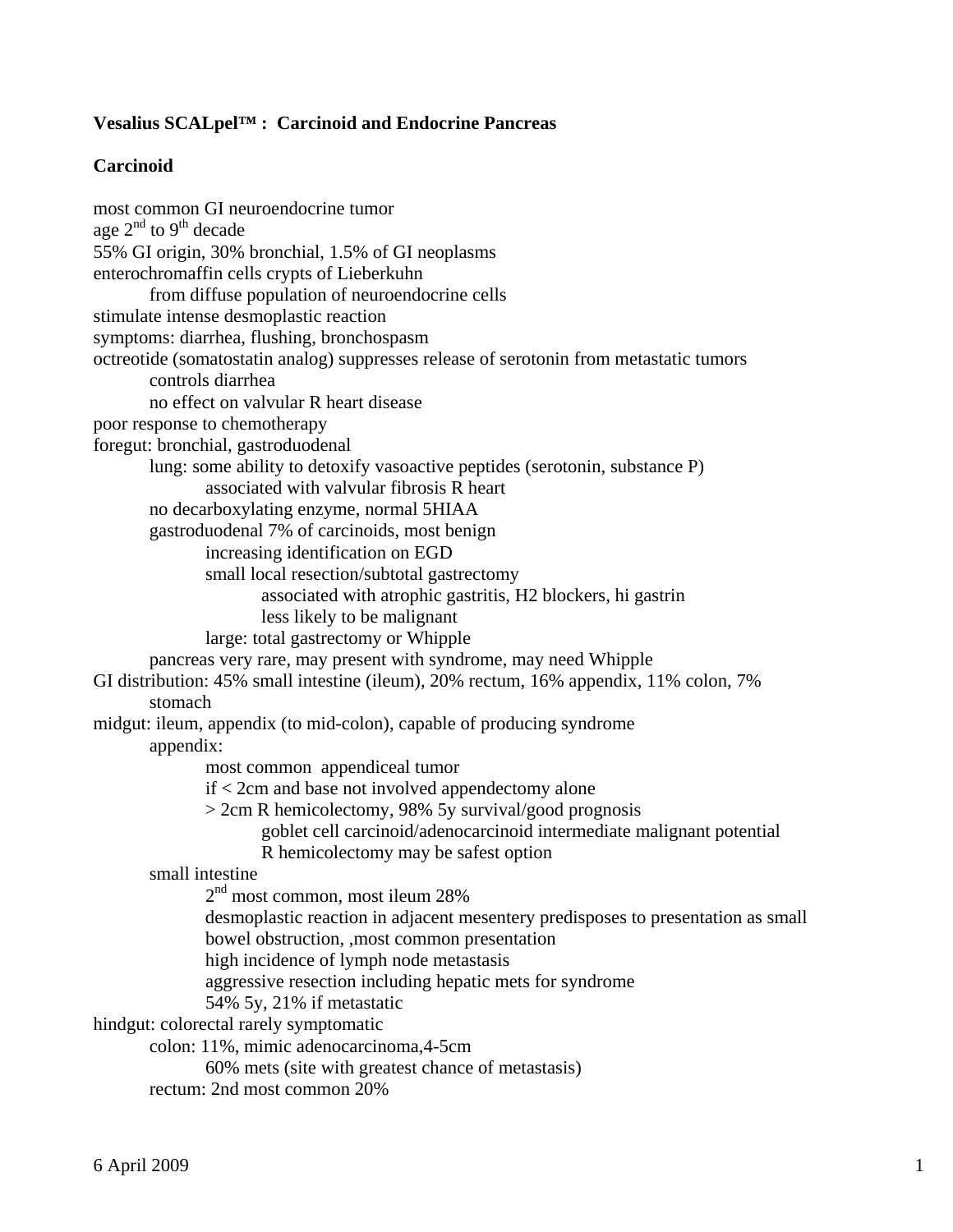**Vesalius SCALpel™ : Carcinoid and Endocrine Pancreas**

**Carcinoid**

- most common GI neuroendocrine tumor
- age 2nd to 9th decade
- 55% GI origin, 30% bronchial, 1.5% of GI neoplasms
- enterochromaffin cells crypts of Lieberkuhn
    - from diffuse population of neuroendocrine cells
- stimulate intense desmoplastic reaction
- symptoms: diarrhea, flushing, bronchospasm
- octreotide (somatostatin analog) suppresses release of serotonin from metastatic tumors
    - controls diarrhea
    - no effect on valvular R heart disease
- poor response to chemotherapy
- foregut: bronchial, gastroduodenal
    - lung: some ability to detoxify vasoactive peptides (serotonin, substance P)
        - associated with valvular fibrosis R heart
    - no decarboxylating enzyme, normal 5HIAA
    - gastroduodenal 7% of carcinoids, most benign
        - increasing identification on EGD
        - small local resection/subtotal gastrectomy
            - associated with atrophic gastritis, H2 blockers, hi gastrin
            - less likely to be malignant
        - large: total gastrectomy or Whipple
    - pancreas very rare, may present with syndrome, may need Whipple
- GI distribution: 45% small intestine (ileum), 20% rectum, 16% appendix, 11% colon, 7% stomach
- midgut: ileum, appendix (to mid-colon), capable of producing syndrome
    - appendix:
        - most common appendiceal tumor
        - if < 2cm and base not involved appendectomy alone
        - > 2cm R hemicolectomy, 98% 5y survival/good prognosis
            - goblet cell carcinoid/adenocarcinoid intermediate malignant potential
            - R hemicolectomy may be safest option
    - small intestine
        - 2nd most common, most ileum 28%
        - desmoplastic reaction in adjacent mesentery predisposes to presentation as small bowel obstruction, ,most common presentation
        - high incidence of lymph node metastasis
        - aggressive resection including hepatic mets for syndrome
        - 54% 5y, 21% if metastatic
- hindgut: colorectal rarely symptomatic
    - colon: 11%, mimic adenocarcinoma,4-5cm
        - 60% mets (site with greatest chance of metastasis)
    - rectum: 2nd most common 20%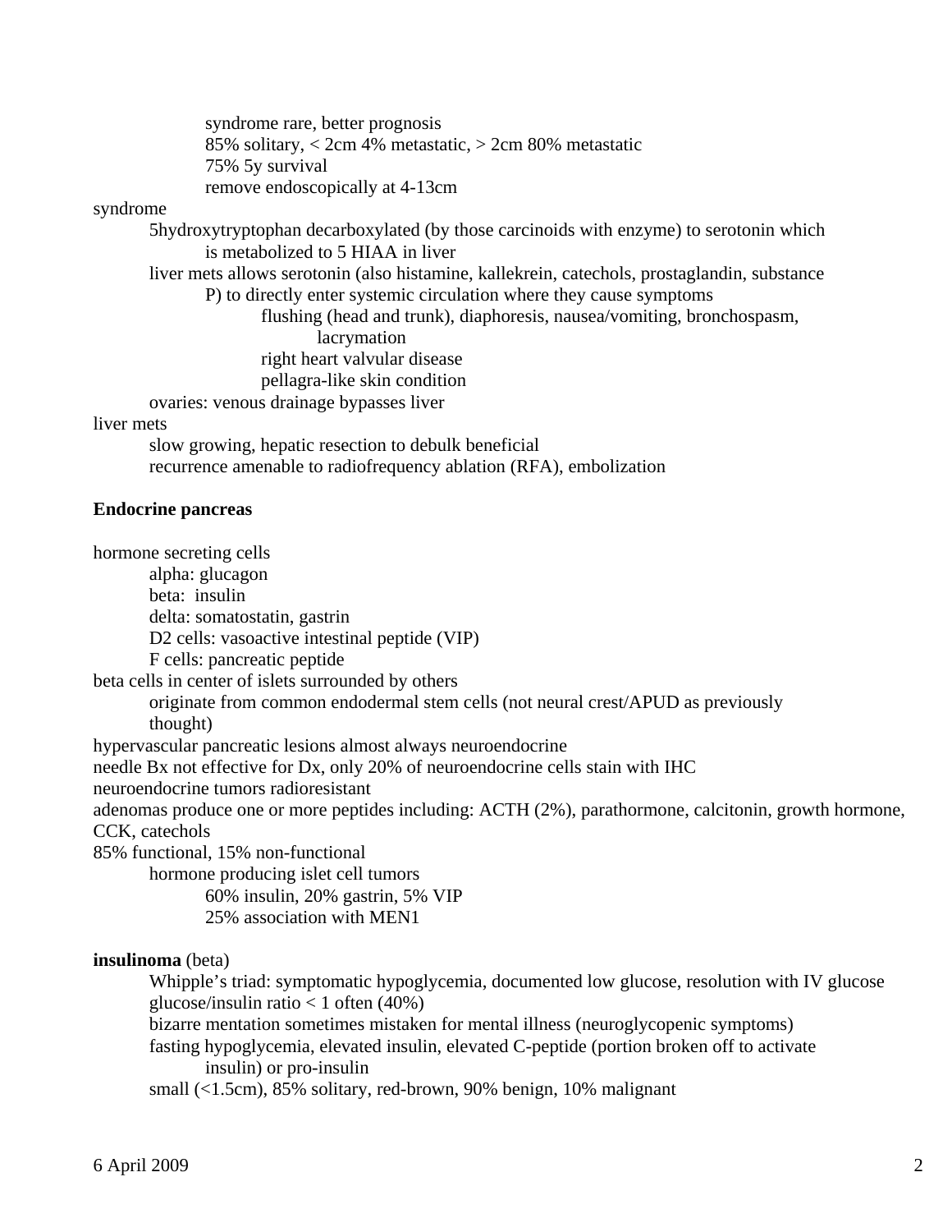- syndrome rare, better prognosis
- 85% solitary, < 2cm 4% metastatic, > 2cm 80% metastatic
- 75% 5y survival
- remove endoscopically at 4-13cm

syndrome

- 5hydroxytryptophan decarboxylated (by those carcinoids with enzyme) to serotonin which is metabolized to 5 HIAA in liver
- liver mets allows serotonin (also histamine, kallekrein, catechols, prostaglandin, substance P) to directly enter systemic circulation where they cause symptoms
  - flushing (head and trunk), diaphoresis, nausea/vomiting, bronchospasm, lacrymation
  - right heart valvular disease
  - pellagra-like skin condition
- ovaries: venous drainage bypasses liver

liver mets

- slow growing, hepatic resection to debulk beneficial
- recurrence amenable to radiofrequency ablation (RFA), embolization

**Endocrine pancreas**

hormone secreting cells

- alpha: glucagon
- beta: insulin
- delta: somatostatin, gastrin
- D2 cells: vasoactive intestinal peptide (VIP)
- F cells: pancreatic peptide

beta cells in center of islets surrounded by others

- originate from common endodermal stem cells (not neural crest/APUD as previously thought)

hypervascular pancreatic lesions almost always neuroendocrine

needle Bx not effective for Dx, only 20% of neuroendocrine cells stain with IHC

neuroendocrine tumors radioresistant

adenomas produce one or more peptides including: ACTH (2%), parathormone, calcitonin, growth hormone, CCK, catechols

85% functional, 15% non-functional

- hormone producing islet cell tumors
  - 60% insulin, 20% gastrin, 5% VIP
  - 25% association with MEN1

**insulinoma** (beta)

- Whipple's triad: symptomatic hypoglycemia, documented low glucose, resolution with IV glucose
- glucose/insulin ratio < 1 often (40%)
- bizarre mentation sometimes mistaken for mental illness (neuroglycopenic symptoms)
- fasting hypoglycemia, elevated insulin, elevated C-peptide (portion broken off to activate insulin) or pro-insulin
- small (<1.5cm), 85% solitary, red-brown, 90% benign, 10% malignant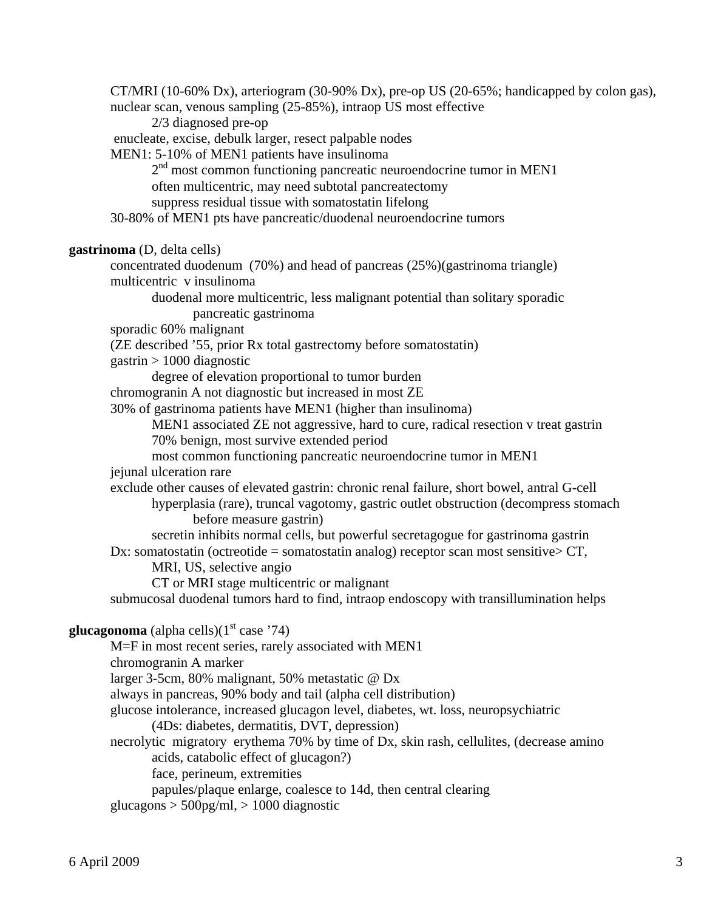- CT/MRI (10-60% Dx), arteriogram (30-90% Dx), pre-op US (20-65%; handicapped by colon gas), nuclear scan, venous sampling (25-85%), intraop US most effective
    - 2/3 diagnosed pre-op
- enucleate, excise, debulk larger, resect palpable nodes
- MEN1: 5-10% of MEN1 patients have insulinoma
    - 2nd most common functioning pancreatic neuroendocrine tumor in MEN1
    - often multicentric, may need subtotal pancreatectomy
    - suppress residual tissue with somatostatin lifelong
- 30-80% of MEN1 pts have pancreatic/duodenal neuroendocrine tumors

**gastrinoma** (D, delta cells)

- concentrated duodenum (70%) and head of pancreas (25%)(gastrinoma triangle)
- multicentric v insulinoma
    - duodenal more multicentric, less malignant potential than solitary sporadic pancreatic gastrinoma
- sporadic 60% malignant
- (ZE described '55, prior Rx total gastrectomy before somatostatin)
- gastrin > 1000 diagnostic
    - degree of elevation proportional to tumor burden
- chromogranin A not diagnostic but increased in most ZE
- 30% of gastrinoma patients have MEN1 (higher than insulinoma)
    - MEN1 associated ZE not aggressive, hard to cure, radical resection v treat gastrin
    - 70% benign, most survive extended period
    - most common functioning pancreatic neuroendocrine tumor in MEN1
- jejunal ulceration rare
- exclude other causes of elevated gastrin: chronic renal failure, short bowel, antral G-cell hyperplasia (rare), truncal vagotomy, gastric outlet obstruction (decompress stomach before measure gastrin)
    - secretin inhibits normal cells, but powerful secretagogue for gastrinoma gastrin
- Dx: somatostatin (octreotide = somatostatin analog) receptor scan most sensitive> CT, MRI, US, selective angio
    - CT or MRI stage multicentric or malignant
- submucosal duodenal tumors hard to find, intraop endoscopy with transillumination helps

**glucagonoma** (alpha cells)(1st case '74)

- M=F in most recent series, rarely associated with MEN1
- chromogranin A marker
- larger 3-5cm, 80% malignant, 50% metastatic @ Dx
- always in pancreas, 90% body and tail (alpha cell distribution)
- glucose intolerance, increased glucagon level, diabetes, wt. loss, neuropsychiatric
    - (4Ds: diabetes, dermatitis, DVT, depression)
- necrolytic migratory erythema 70% by time of Dx, skin rash, cellulites, (decrease amino acids, catabolic effect of glucagon?)
    - face, perineum, extremities
    - papules/plaque enlarge, coalesce to 14d, then central clearing
- glucagons > 500pg/ml, > 1000 diagnostic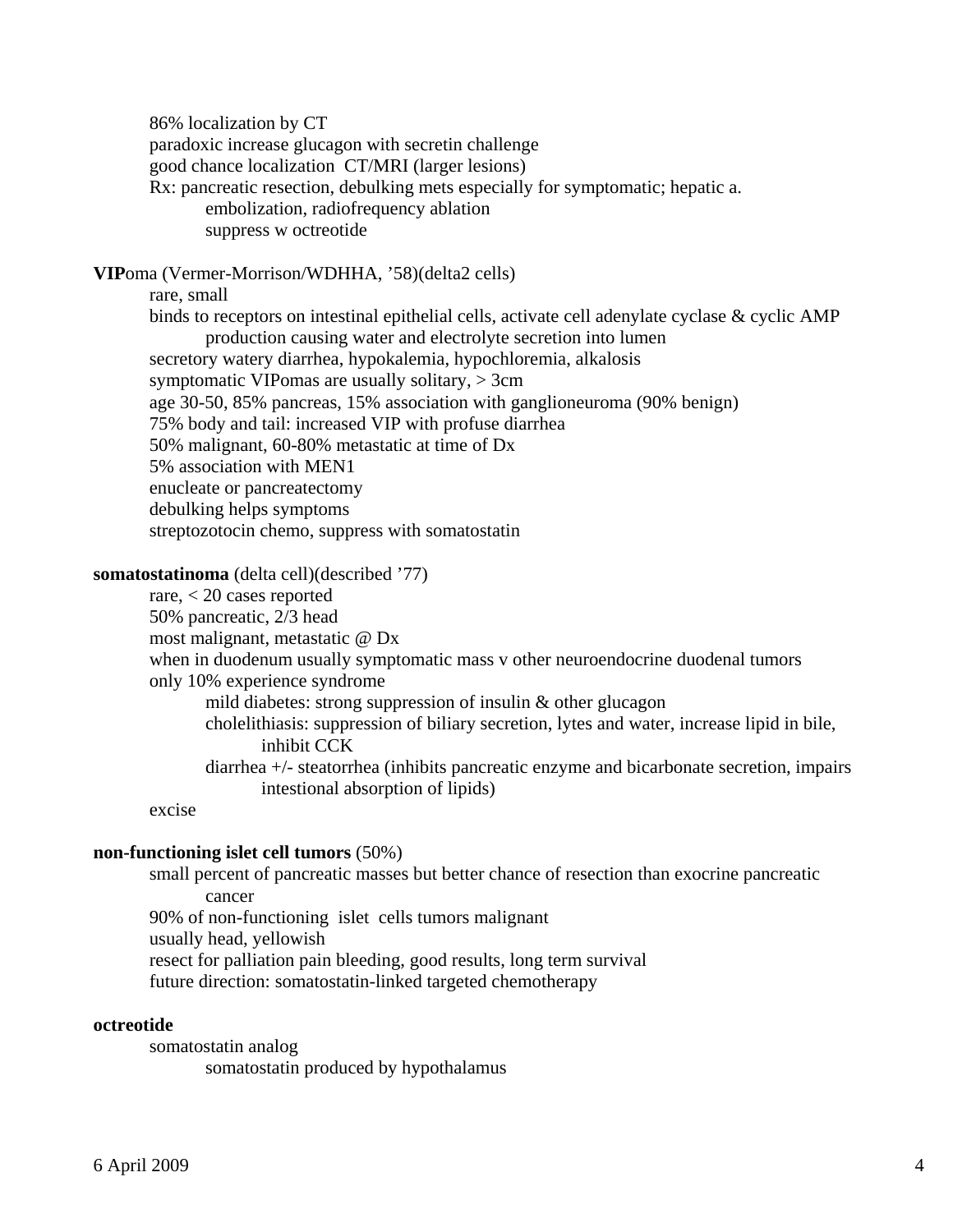86% localization by CT
paradoxic increase glucagon with secretin challenge
good chance localization CT/MRI (larger lesions)
Rx: pancreatic resection, debulking mets especially for symptomatic; hepatic a.
    embolization, radiofrequency ablation
    suppress w octreotide

**VIP**oma (Vermer-Morrison/WDHHA, '58)(delta2 cells)

- rare, small
- binds to receptors on intestinal epithelial cells, activate cell adenylate cyclase & cyclic AMP production causing water and electrolyte secretion into lumen
- secretory watery diarrhea, hypokalemia, hypochloremia, alkalosis
- symptomatic VIPomas are usually solitary, > 3cm
- age 30-50, 85% pancreas, 15% association with ganglioneuroma (90% benign)
- 75% body and tail: increased VIP with profuse diarrhea
- 50% malignant, 60-80% metastatic at time of Dx
- 5% association with MEN1
- enucleate or pancreatectomy
- debulking helps symptoms
- streptozotocin chemo, suppress with somatostatin

**somatostatinoma** (delta cell)(described '77)

- rare, < 20 cases reported
- 50% pancreatic, 2/3 head
- most malignant, metastatic @ Dx
- when in duodenum usually symptomatic mass v other neuroendocrine duodenal tumors
- only 10% experience syndrome
    - mild diabetes: strong suppression of insulin & other glucagon
    - cholelithiasis: suppression of biliary secretion, lytes and water, increase lipid in bile, inhibit CCK
    - diarrhea +/- steatorrhea (inhibits pancreatic enzyme and bicarbonate secretion, impairs intestional absorption of lipids)
- excise

**non-functioning islet cell tumors** (50%)

- small percent of pancreatic masses but better chance of resection than exocrine pancreatic cancer
- 90% of non-functioning islet cells tumors malignant
- usually head, yellowish
- resect for palliation pain bleeding, good results, long term survival
- future direction: somatostatin-linked targeted chemotherapy

**octreotide**

- somatostatin analog
    - somatostatin produced by hypothalamus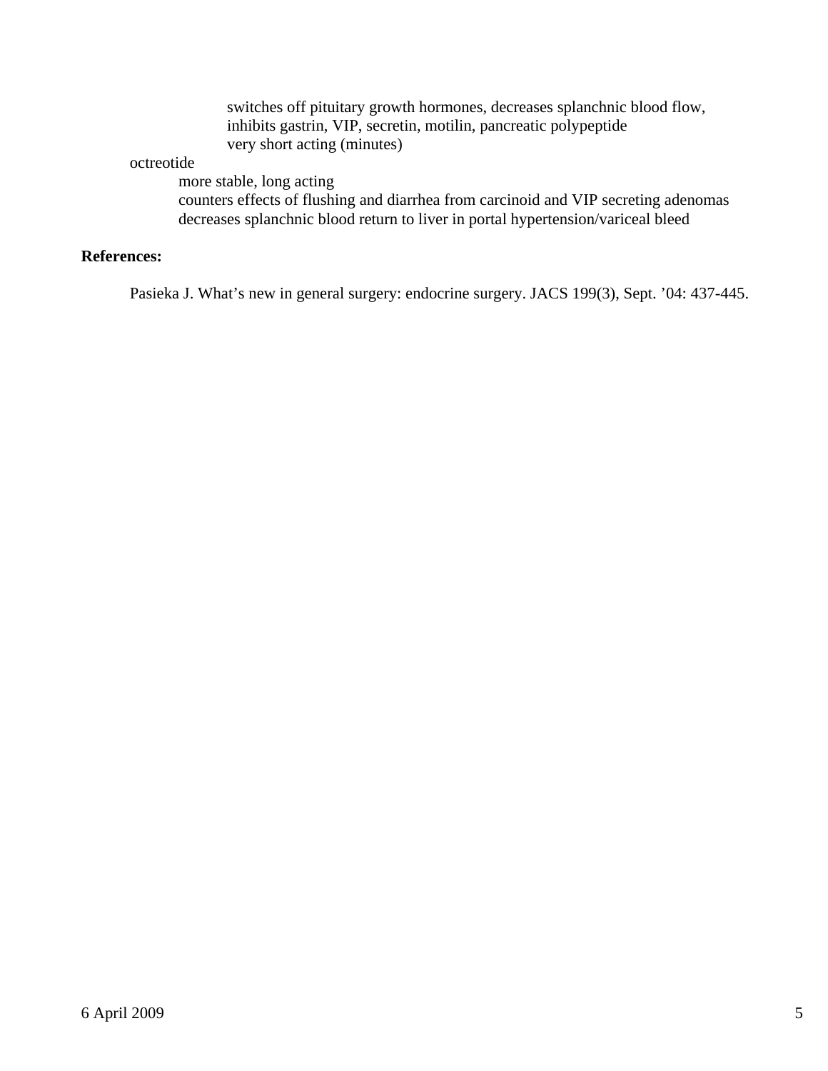- switches off pituitary growth hormones, decreases splanchnic blood flow,
- inhibits gastrin, VIP, secretin, motilin, pancreatic polypeptide
- very short acting (minutes)

octreotide

- more stable, long acting
- counters effects of flushing and diarrhea from carcinoid and VIP secreting adenomas
- decreases splanchnic blood return to liver in portal hypertension/variceal bleed

**References:**

Pasieka J. What's new in general surgery: endocrine surgery. JACS 199(3), Sept. '04: 437-445.